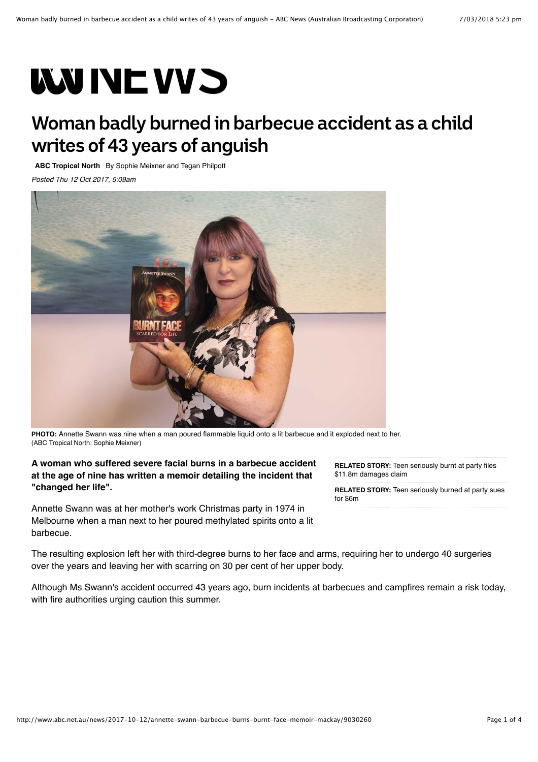# Woman badly burned in barbecue accident as a child writes of 43 years of anguish

**ABC Tropical North** By Sophie Meixner and Tegan Philpott

*Posted Thu 12 Oct 2017, 5:09am*

**PHOTO:** Annette Swann was nine when a man poured flammable liquid onto a lit barbecue and it exploded next to her. (ABC Tropical North: Sophie Meixner)

**RELATED STORY:** Teen seriously burnt at party files $11.8m damages claim

**RELATED STORY:** Teen seriously burned at party sues for $6m

**A woman who suffered severe facial burns in a barbecue accident at the age of nine has written a memoir detailing the incident that "changed her life".**

Annette Swann was at her mother's work Christmas party in 1974 in Melbourne when a man next to her poured methylated spirits onto a lit barbecue.

The resulting explosion left her with third-degree burns to her face and arms, requiring her to undergo 40 surgeries over the years and leaving her with scarring on 30 per cent of her upper body.

Although Ms Swann's accident occurred 43 years ago, burn incidents at barbecues and campfires remain a risk today, with fire authorities urging caution this summer.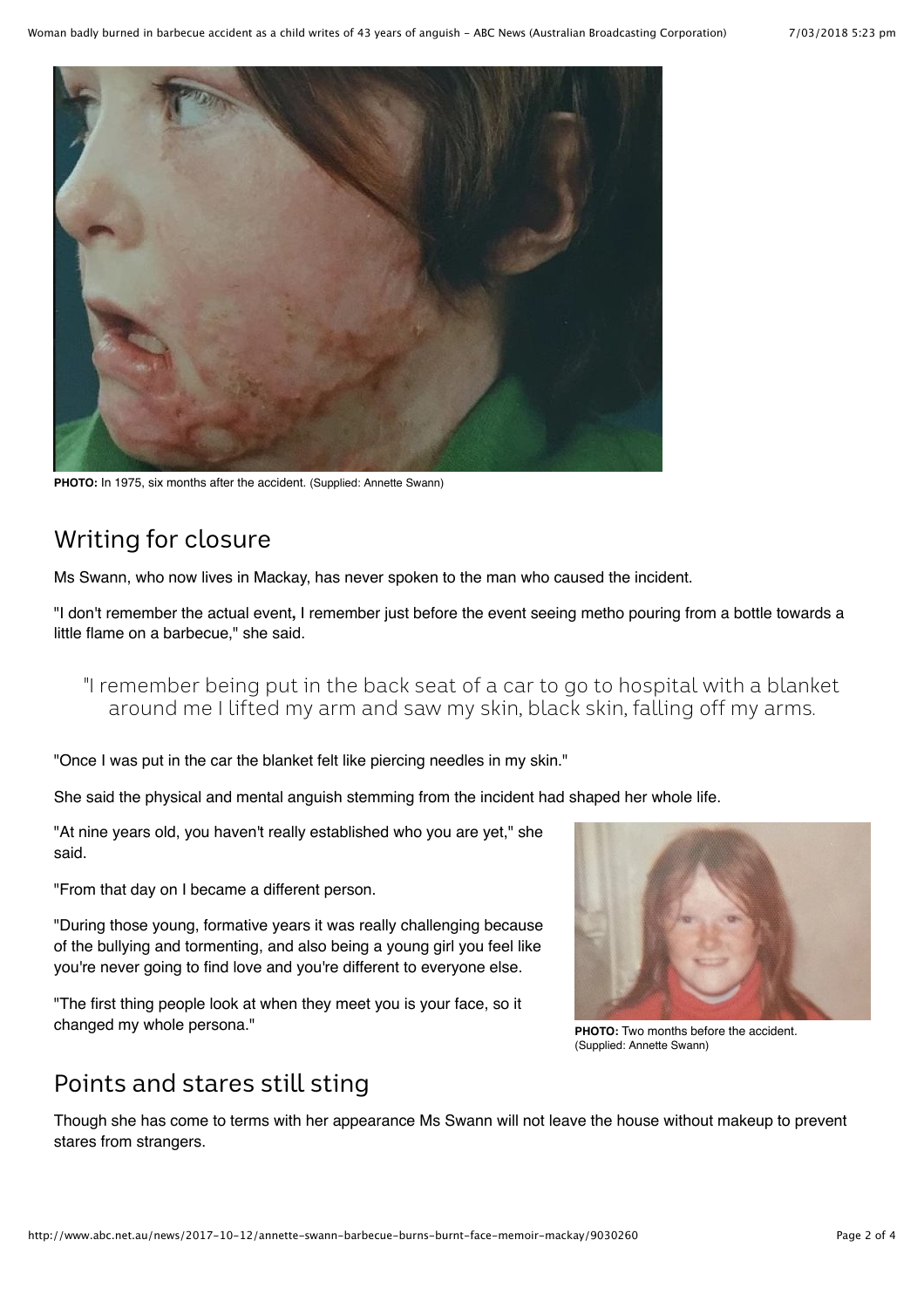**PHOTO:** In 1975, six months after the accident. (Supplied: Annette Swann)

## Writing for closure

Ms Swann, who now lives in Mackay, has never spoken to the man who caused the incident.

"I don't remember the actual event**,** I remember just before the event seeing metho pouring from a bottle towards a little flame on a barbecue," she said.

> "I remember being put in the back seat of a car to go to hospital with a blanket around me I lifted my arm and saw my skin, black skin, falling off my arms.

"Once I was put in the car the blanket felt like piercing needles in my skin."

She said the physical and mental anguish stemming from the incident had shaped her whole life.

"At nine years old, you haven't really established who you are yet," she said.

"From that day on I became a different person.

"During those young, formative years it was really challenging because of the bullying and tormenting, and also being a young girl you feel like you're never going to find love and you're different to everyone else.

"The first thing people look at when they meet you is your face, so it changed my whole persona."

**PHOTO:** Two months before the accident. (Supplied: Annette Swann)

## Points and stares still sting

Though she has come to terms with her appearance Ms Swann will not leave the house without makeup to prevent stares from strangers.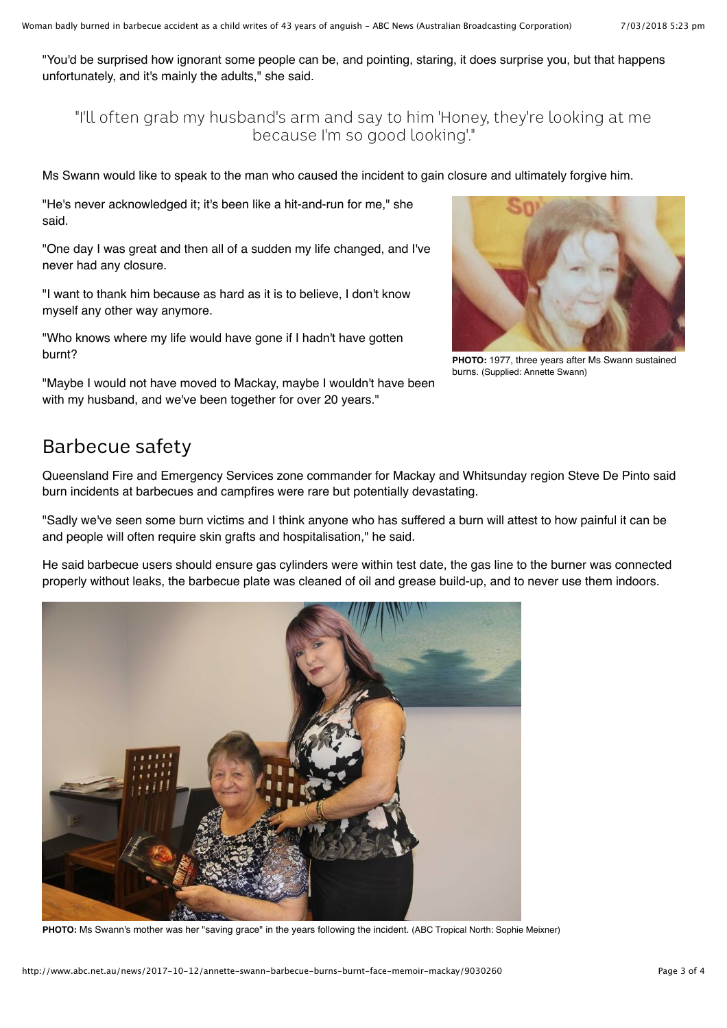"You'd be surprised how ignorant some people can be, and pointing, staring, it does surprise you, but that happens unfortunately, and it's mainly the adults," she said.

> "I'll often grab my husband's arm and say to him 'Honey, they're looking at me because I'm so good looking'."

Ms Swann would like to speak to the man who caused the incident to gain closure and ultimately forgive him.

"He's never acknowledged it; it's been like a hit-and-run for me," she said.

"One day I was great and then all of a sudden my life changed, and I've never had any closure.

"I want to thank him because as hard as it is to believe, I don't know myself any other way anymore.

"Who knows where my life would have gone if I hadn't have gotten burnt?

"Maybe I would not have moved to Mackay, maybe I wouldn't have been with my husband, and we've been together for over 20 years."

**PHOTO:** 1977, three years after Ms Swann sustained burns. (Supplied: Annette Swann)

## Barbecue safety

Queensland Fire and Emergency Services zone commander for Mackay and Whitsunday region Steve De Pinto said burn incidents at barbecues and campfires were rare but potentially devastating.

"Sadly we've seen some burn victims and I think anyone who has suffered a burn will attest to how painful it can be and people will often require skin grafts and hospitalisation," he said.

He said barbecue users should ensure gas cylinders were within test date, the gas line to the burner was connected properly without leaks, the barbecue plate was cleaned of oil and grease build-up, and to never use them indoors.

**PHOTO:** Ms Swann's mother was her "saving grace" in the years following the incident. (ABC Tropical North: Sophie Meixner)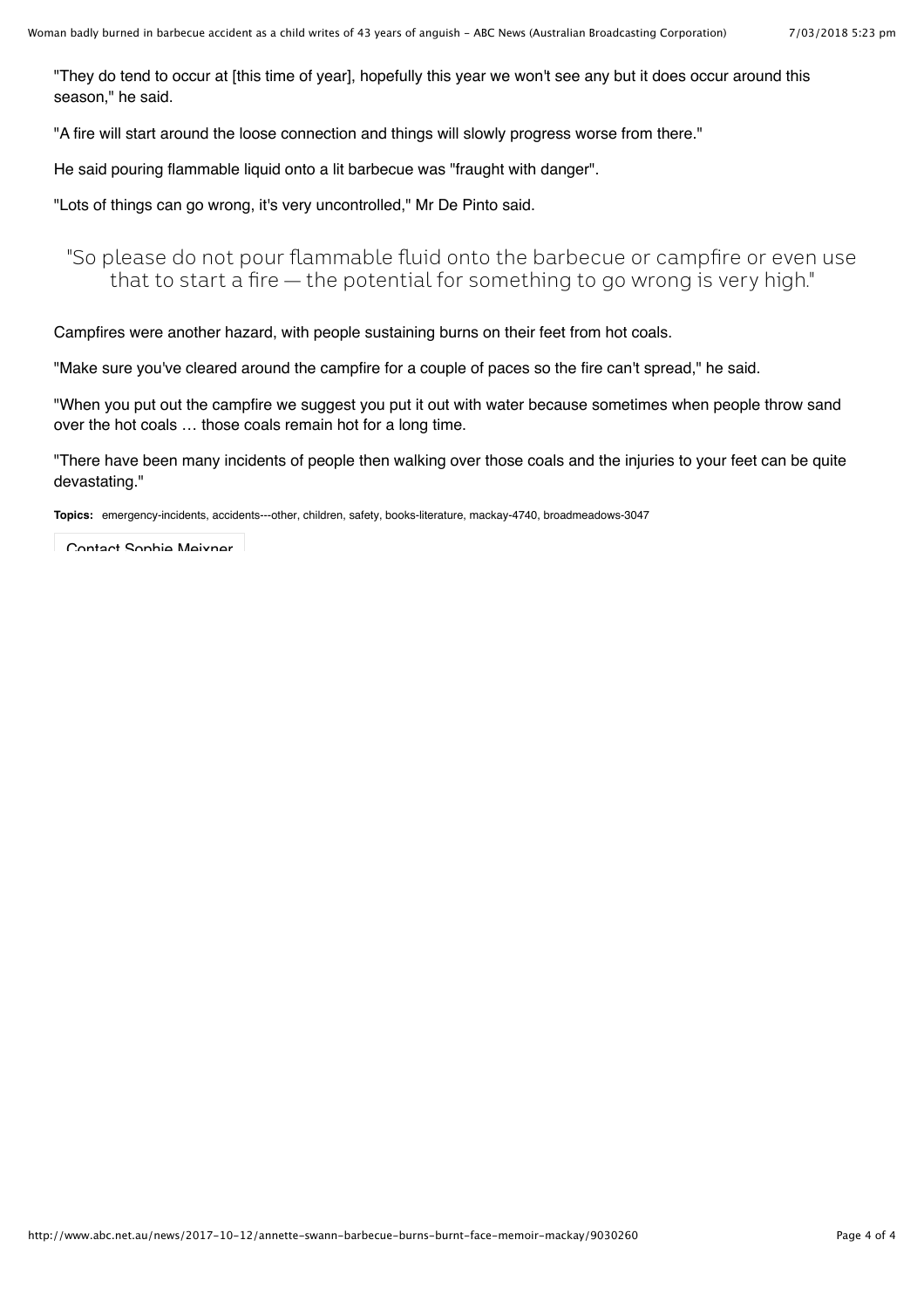"They do tend to occur at [this time of year], hopefully this year we won't see any but it does occur around this season," he said.

"A fire will start around the loose connection and things will slowly progress worse from there."

He said pouring flammable liquid onto a lit barbecue was "fraught with danger".

"Lots of things can go wrong, it's very uncontrolled," Mr De Pinto said.

> "So please do not pour flammable fluid onto the barbecue or campfire or even use that to start a fire — the potential for something to go wrong is very high."

Campfires were another hazard, with people sustaining burns on their feet from hot coals.

"Make sure you've cleared around the campfire for a couple of paces so the fire can't spread," he said.

"When you put out the campfire we suggest you put it out with water because sometimes when people throw sand over the hot coals … those coals remain hot for a long time.

"There have been many incidents of people then walking over those coals and the injuries to your feet can be quite devastating."

**Topics:** emergency-incidents, accidents---other, children, safety, books-literature, mackay-4740, broadmeadows-3047

Contact Sophie Meixner